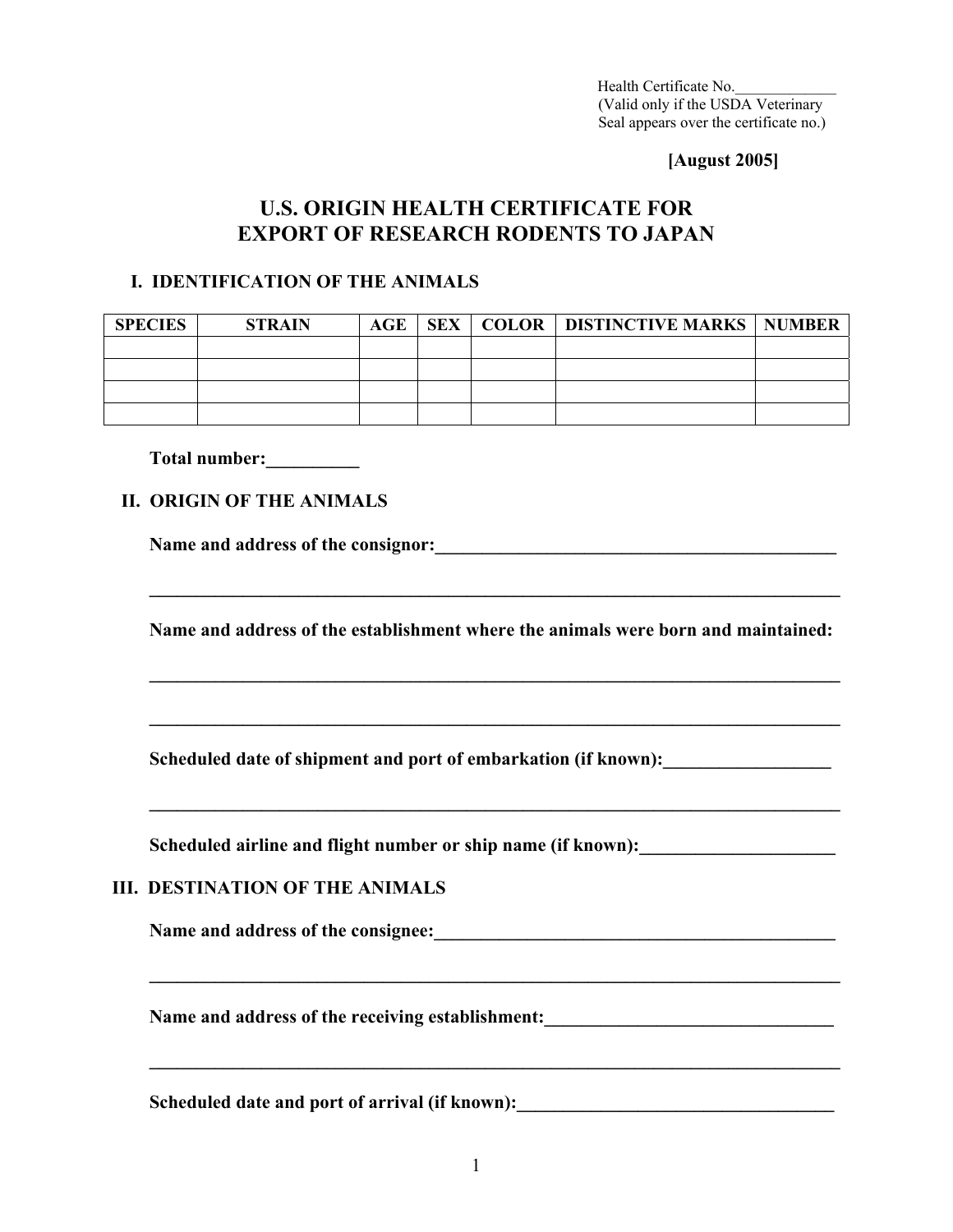Health Certificate No.\_\_\_\_\_\_\_\_\_\_\_\_\_
(Valid only if the USDA Veterinary Seal appears over the certificate no.)

**[August 2005]**

# U.S. ORIGIN HEALTH CERTIFICATE FOR EXPORT OF RESEARCH RODENTS TO JAPAN

## I. IDENTIFICATION OF THE ANIMALS

| SPECIES | STRAIN | AGE | SEX | COLOR | DISTINCTIVE MARKS | NUMBER |
|---|---|---|---|---|---|---|
| | | | | | | |
| | | | | | | |
| | | | | | | |
| | | | | | | |

**Total number:\_\_\_\_\_\_\_\_\_\_**

## II. ORIGIN OF THE ANIMALS

**Name and address of the consignor:\_\_\_\_\_\_\_\_\_\_\_\_\_\_\_\_\_\_\_\_\_\_\_\_\_\_\_\_\_\_\_\_\_\_\_\_\_\_\_\_\_\_\_\_\_\_**

\_\_\_\_\_\_\_\_\_\_\_\_\_\_\_\_\_\_\_\_\_\_\_\_\_\_\_\_\_\_\_\_\_\_\_\_\_\_\_\_\_\_\_\_\_\_\_\_\_\_\_\_\_\_\_\_\_\_\_\_\_\_\_\_\_\_\_\_\_\_\_\_\_\_\_\_

**Name and address of the establishment where the animals were born and maintained:**

\_\_\_\_\_\_\_\_\_\_\_\_\_\_\_\_\_\_\_\_\_\_\_\_\_\_\_\_\_\_\_\_\_\_\_\_\_\_\_\_\_\_\_\_\_\_\_\_\_\_\_\_\_\_\_\_\_\_\_\_\_\_\_\_\_\_\_\_\_\_\_\_\_\_\_\_

\_\_\_\_\_\_\_\_\_\_\_\_\_\_\_\_\_\_\_\_\_\_\_\_\_\_\_\_\_\_\_\_\_\_\_\_\_\_\_\_\_\_\_\_\_\_\_\_\_\_\_\_\_\_\_\_\_\_\_\_\_\_\_\_\_\_\_\_\_\_\_\_\_\_\_\_

**Scheduled date of shipment and port of embarkation (if known):\_\_\_\_\_\_\_\_\_\_\_\_\_\_\_\_\_\_\_**

\_\_\_\_\_\_\_\_\_\_\_\_\_\_\_\_\_\_\_\_\_\_\_\_\_\_\_\_\_\_\_\_\_\_\_\_\_\_\_\_\_\_\_\_\_\_\_\_\_\_\_\_\_\_\_\_\_\_\_\_\_\_\_\_\_\_\_\_\_\_\_\_\_\_\_\_

**Scheduled airline and flight number or ship name (if known):\_\_\_\_\_\_\_\_\_\_\_\_\_\_\_\_\_\_\_\_\_\_**

## III. DESTINATION OF THE ANIMALS

**Name and address of the consignee:\_\_\_\_\_\_\_\_\_\_\_\_\_\_\_\_\_\_\_\_\_\_\_\_\_\_\_\_\_\_\_\_\_\_\_\_\_\_\_\_\_\_\_\_\_**

\_\_\_\_\_\_\_\_\_\_\_\_\_\_\_\_\_\_\_\_\_\_\_\_\_\_\_\_\_\_\_\_\_\_\_\_\_\_\_\_\_\_\_\_\_\_\_\_\_\_\_\_\_\_\_\_\_\_\_\_\_\_\_\_\_\_\_\_\_\_\_\_\_\_\_\_

**Name and address of the receiving establishment:\_\_\_\_\_\_\_\_\_\_\_\_\_\_\_\_\_\_\_\_\_\_\_\_\_\_\_\_\_\_\_\_**

\_\_\_\_\_\_\_\_\_\_\_\_\_\_\_\_\_\_\_\_\_\_\_\_\_\_\_\_\_\_\_\_\_\_\_\_\_\_\_\_\_\_\_\_\_\_\_\_\_\_\_\_\_\_\_\_\_\_\_\_\_\_\_\_\_\_\_\_\_\_\_\_\_\_\_\_

**Scheduled date and port of arrival (if known):\_\_\_\_\_\_\_\_\_\_\_\_\_\_\_\_\_\_\_\_\_\_\_\_\_\_\_\_\_\_\_\_\_\_\_\_\_**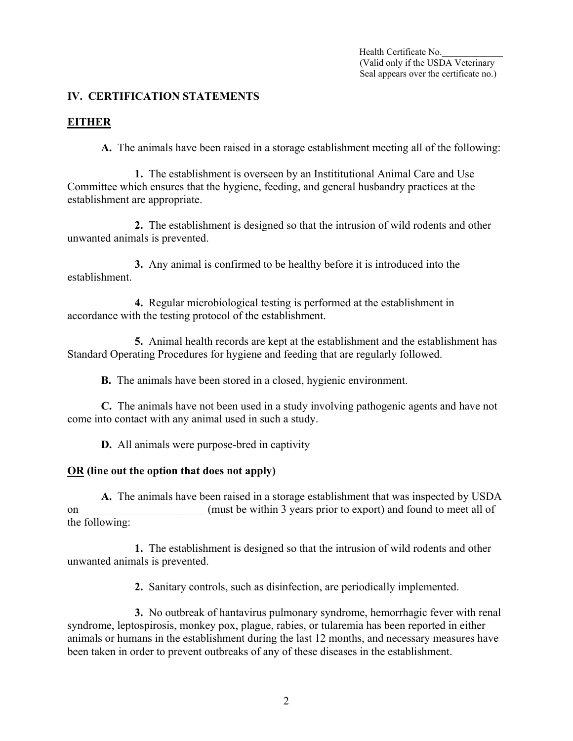Health Certificate No.\_\_\_\_\_\_\_\_\_\_\_\_\_
(Valid only if the USDA Veterinary Seal appears over the certificate no.)

## IV. CERTIFICATION STATEMENTS

**EITHER**

**A.** The animals have been raised in a storage establishment meeting all of the following:

**1.** The establishment is overseen by an Instititutional Animal Care and Use Committee which ensures that the hygiene, feeding, and general husbandry practices at the establishment are appropriate.

**2.** The establishment is designed so that the intrusion of wild rodents and other unwanted animals is prevented.

**3.** Any animal is confirmed to be healthy before it is introduced into the establishment.

**4.** Regular microbiological testing is performed at the establishment in accordance with the testing protocol of the establishment.

**5.** Animal health records are kept at the establishment and the establishment has Standard Operating Procedures for hygiene and feeding that are regularly followed.

**B.** The animals have been stored in a closed, hygienic environment.

**C.** The animals have not been used in a study involving pathogenic agents and have not come into contact with any animal used in such a study.

**D.** All animals were purpose-bred in captivity

**OR (line out the option that does not apply)**

**A.** The animals have been raised in a storage establishment that was inspected by USDA on \_\_\_\_\_\_\_\_\_\_\_\_\_\_\_\_\_\_\_\_\_\_ (must be within 3 years prior to export) and found to meet all of the following:

**1.** The establishment is designed so that the intrusion of wild rodents and other unwanted animals is prevented.

**2.** Sanitary controls, such as disinfection, are periodically implemented.

**3.** No outbreak of hantavirus pulmonary syndrome, hemorrhagic fever with renal syndrome, leptospirosis, monkey pox, plague, rabies, or tularemia has been reported in either animals or humans in the establishment during the last 12 months, and necessary measures have been taken in order to prevent outbreaks of any of these diseases in the establishment.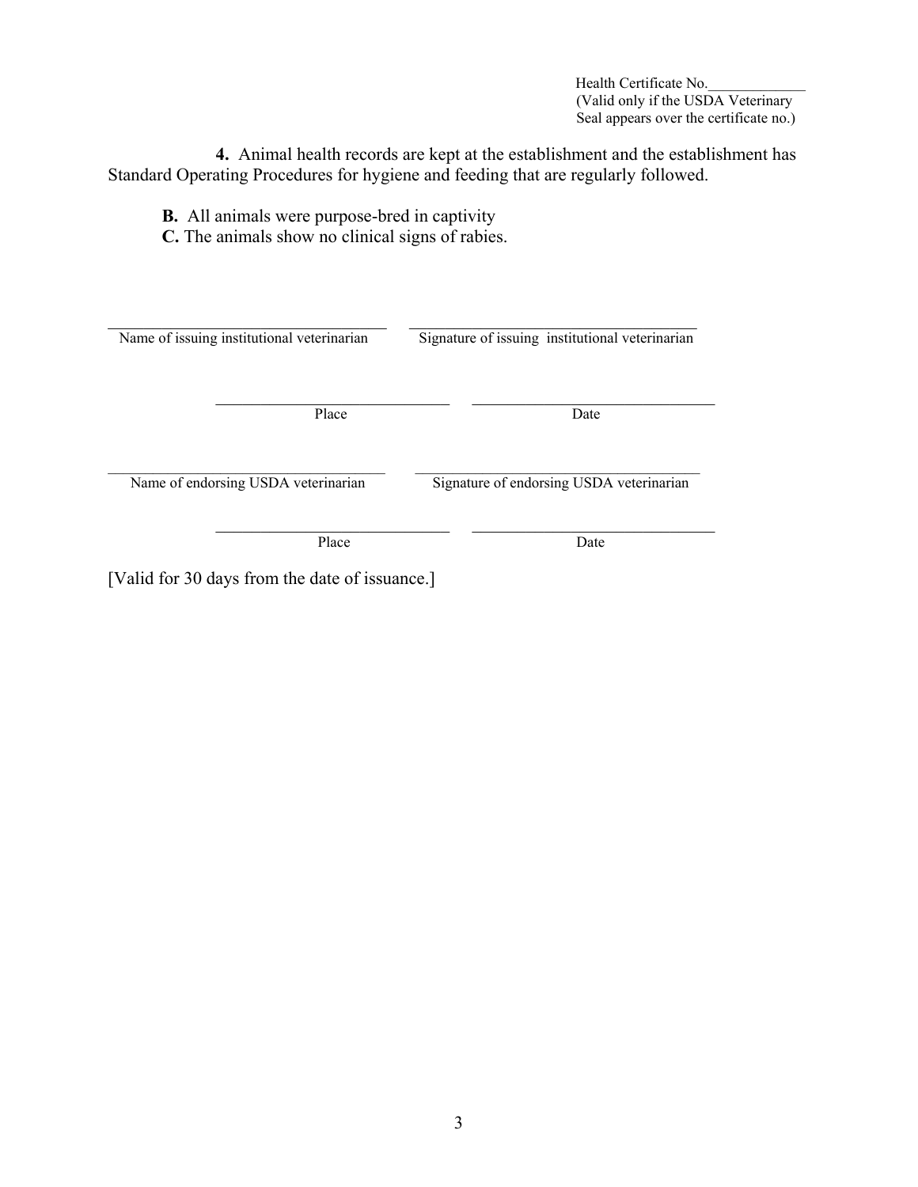Health Certificate No.\_\_\_\_\_\_\_\_\_\_\_\_\_
(Valid only if the USDA Veterinary Seal appears over the certificate no.)

**4.** Animal health records are kept at the establishment and the establishment has Standard Operating Procedures for hygiene and feeding that are regularly followed.

**B.** All animals were purpose-bred in captivity
**C.** The animals show no clinical signs of rabies.

\_\_\_\_\_\_\_\_\_\_\_\_\_\_\_\_\_\_\_\_\_\_\_\_\_\_\_\_\_\_\_\_ \_\_\_\_\_\_\_\_\_\_\_\_\_\_\_\_\_\_\_\_\_\_\_\_\_\_\_\_\_\_\_\_
Name of issuing institutional veterinarian    Signature of issuing institutional veterinarian

\_\_\_\_\_\_\_\_\_\_\_\_\_\_\_\_\_\_\_\_\_\_\_\_\_\_\_ \_\_\_\_\_\_\_\_\_\_\_\_\_\_\_\_\_\_\_\_\_\_\_\_\_\_\_
Place    Date

\_\_\_\_\_\_\_\_\_\_\_\_\_\_\_\_\_\_\_\_\_\_\_\_\_\_\_\_\_\_\_\_ \_\_\_\_\_\_\_\_\_\_\_\_\_\_\_\_\_\_\_\_\_\_\_\_\_\_\_\_\_\_\_\_
Name of endorsing USDA veterinarian    Signature of endorsing USDA veterinarian

\_\_\_\_\_\_\_\_\_\_\_\_\_\_\_\_\_\_\_\_\_\_\_\_\_\_\_ \_\_\_\_\_\_\_\_\_\_\_\_\_\_\_\_\_\_\_\_\_\_\_\_\_\_\_
Place    Date

[Valid for 30 days from the date of issuance.]